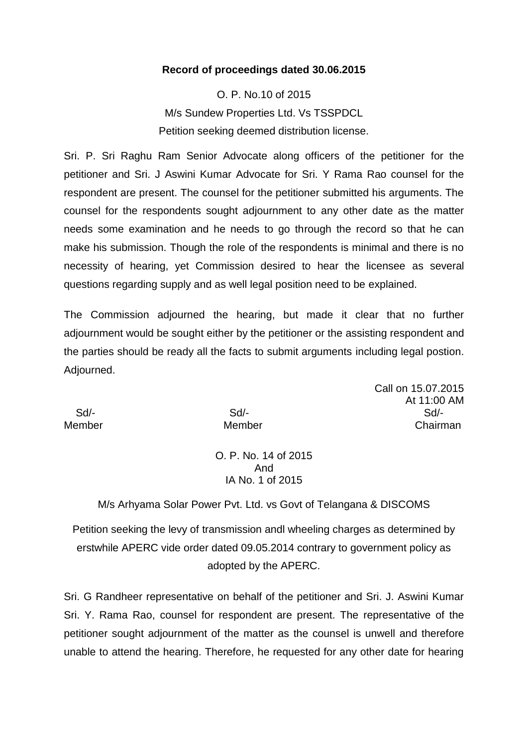**Record of proceedings dated 30.06.2015**

O. P. No.10 of 2015

M/s Sundew Properties Ltd. Vs TSSPDCL

Petition seeking deemed distribution license.

Sri. P. Sri Raghu Ram Senior Advocate along officers of the petitioner for the petitioner and Sri. J Aswini Kumar Advocate for Sri. Y Rama Rao counsel for the respondent are present. The counsel for the petitioner submitted his arguments. The counsel for the respondents sought adjournment to any other date as the matter needs some examination and he needs to go through the record so that he can make his submission. Though the role of the respondents is minimal and there is no necessity of hearing, yet Commission desired to hear the licensee as several questions regarding supply and as well legal position need to be explained.

The Commission adjourned the hearing, but made it clear that no further adjournment would be sought either by the petitioner or the assisting respondent and the parties should be ready all the facts to submit arguments including legal postion. Adjourned.

Call on 15.07.2015
At 11:00 AM

| Sd/- | Sd/- | Sd/- |
|---|---|---|
| Member | Member | Chairman |

O. P. No. 14 of 2015
And
IA No. 1 of 2015

M/s Arhyama Solar Power Pvt. Ltd. vs Govt of Telangana & DISCOMS

Petition seeking the levy of transmission andl wheeling charges as determined by erstwhile APERC vide order dated 09.05.2014 contrary to government policy as adopted by the APERC.

Sri. G Randheer representative on behalf of the petitioner and Sri. J. Aswini Kumar Sri. Y. Rama Rao, counsel for respondent are present. The representative of the petitioner sought adjournment of the matter as the counsel is unwell and therefore unable to attend the hearing. Therefore, he requested for any other date for hearing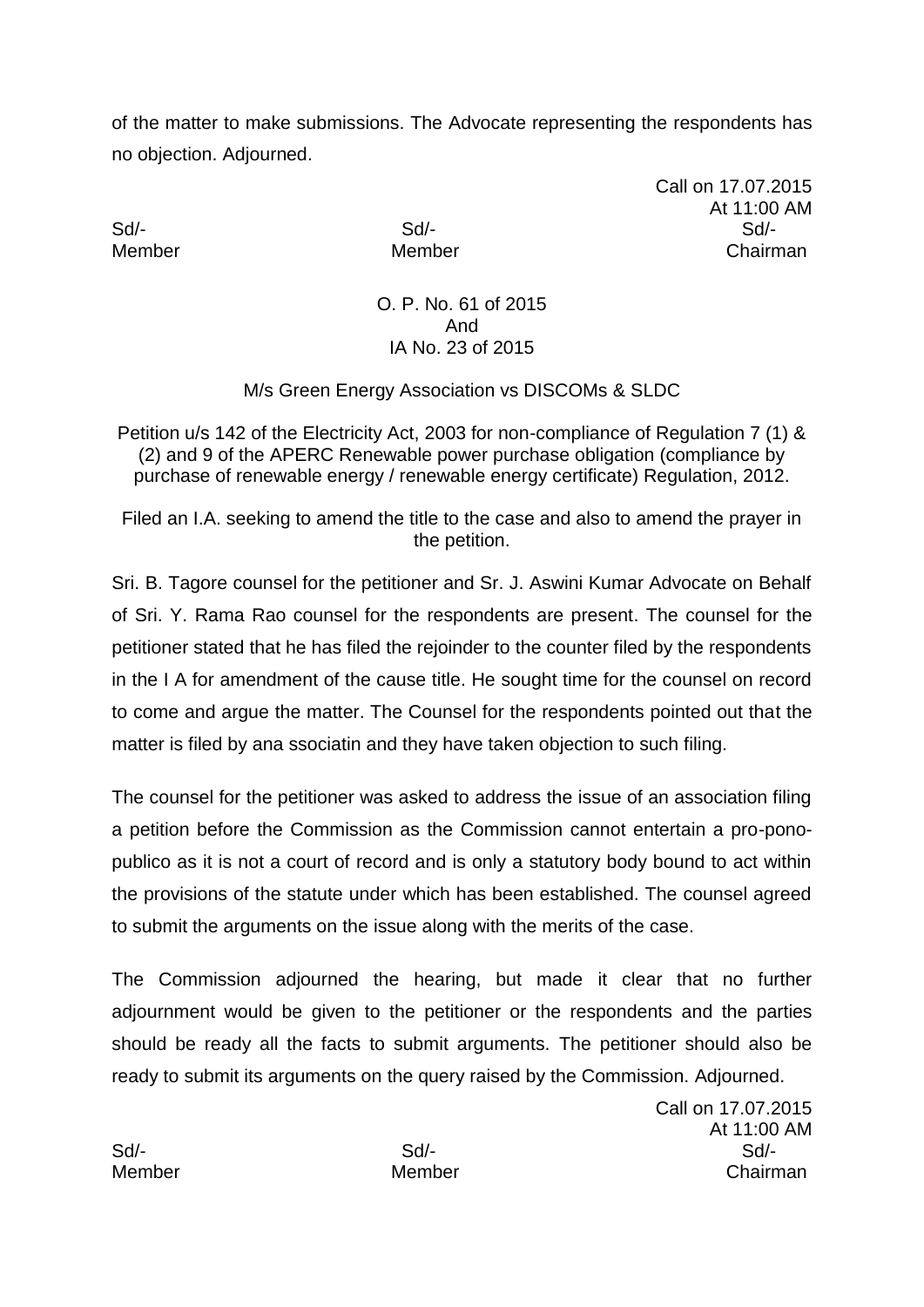of the matter to make submissions. The Advocate representing the respondents has no objection. Adjourned.

Call on 17.07.2015
At 11:00 AM

| Sd/- | Sd/- | Sd/- |
|---|---|---|
| Member | Member | Chairman |

O. P. No. 61 of 2015
And
IA No. 23 of 2015

M/s Green Energy Association vs DISCOMs & SLDC

Petition u/s 142 of the Electricity Act, 2003 for non-compliance of Regulation 7 (1) & (2) and 9 of the APERC Renewable power purchase obligation (compliance by purchase of renewable energy / renewable energy certificate) Regulation, 2012.

Filed an I.A. seeking to amend the title to the case and also to amend the prayer in the petition.

Sri. B. Tagore counsel for the petitioner and Sr. J. Aswini Kumar Advocate on Behalf of Sri. Y. Rama Rao counsel for the respondents are present. The counsel for the petitioner stated that he has filed the rejoinder to the counter filed by the respondents in the I A for amendment of the cause title. He sought time for the counsel on record to come and argue the matter. The Counsel for the respondents pointed out that the matter is filed by ana ssociatin and they have taken objection to such filing.

The counsel for the petitioner was asked to address the issue of an association filing a petition before the Commission as the Commission cannot entertain a pro-pono-publico as it is not a court of record and is only a statutory body bound to act within the provisions of the statute under which has been established. The counsel agreed to submit the arguments on the issue along with the merits of the case.

The Commission adjourned the hearing, but made it clear that no further adjournment would be given to the petitioner or the respondents and the parties should be ready all the facts to submit arguments. The petitioner should also be ready to submit its arguments on the query raised by the Commission. Adjourned.

Call on 17.07.2015
At 11:00 AM

| Sd/- | Sd/- | Sd/- |
|---|---|---|
| Member | Member | Chairman |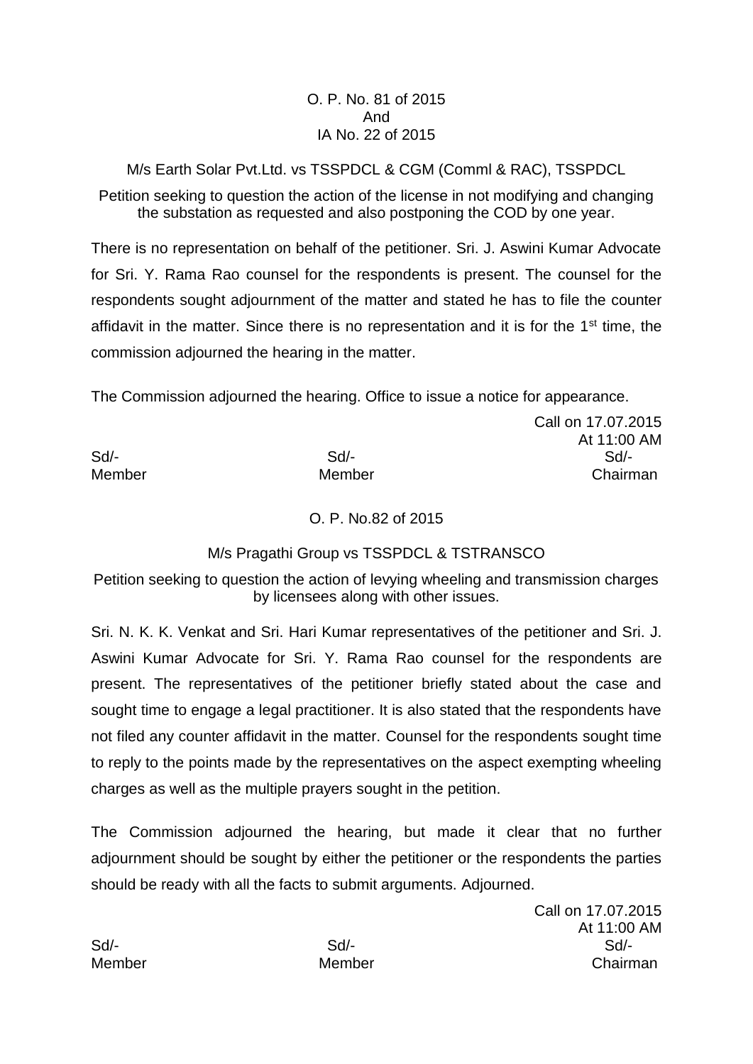O. P. No. 81 of 2015
And
IA No. 22 of 2015

M/s Earth Solar Pvt.Ltd. vs TSSPDCL & CGM (Comml & RAC), TSSPDCL

Petition seeking to question the action of the license in not modifying and changing the substation as requested and also postponing the COD by one year.

There is no representation on behalf of the petitioner. Sri. J. Aswini Kumar Advocate for Sri. Y. Rama Rao counsel for the respondents is present. The counsel for the respondents sought adjournment of the matter and stated he has to file the counter affidavit in the matter. Since there is no representation and it is for the 1st time, the commission adjourned the hearing in the matter.

The Commission adjourned the hearing. Office to issue a notice for appearance.

Call on 17.07.2015
At 11:00 AM

| Sd/- | Sd/- | Sd/- |
|---|---|---|
| Member | Member | Chairman |

O. P. No.82 of 2015

M/s Pragathi Group vs TSSPDCL & TSTRANSCO

Petition seeking to question the action of levying wheeling and transmission charges by licensees along with other issues.

Sri. N. K. K. Venkat and Sri. Hari Kumar representatives of the petitioner and Sri. J. Aswini Kumar Advocate for Sri. Y. Rama Rao counsel for the respondents are present. The representatives of the petitioner briefly stated about the case and sought time to engage a legal practitioner. It is also stated that the respondents have not filed any counter affidavit in the matter. Counsel for the respondents sought time to reply to the points made by the representatives on the aspect exempting wheeling charges as well as the multiple prayers sought in the petition.

The Commission adjourned the hearing, but made it clear that no further adjournment should be sought by either the petitioner or the respondents the parties should be ready with all the facts to submit arguments. Adjourned.

Call on 17.07.2015
At 11:00 AM

| Sd/- | Sd/- | Sd/- |
|---|---|---|
| Member | Member | Chairman |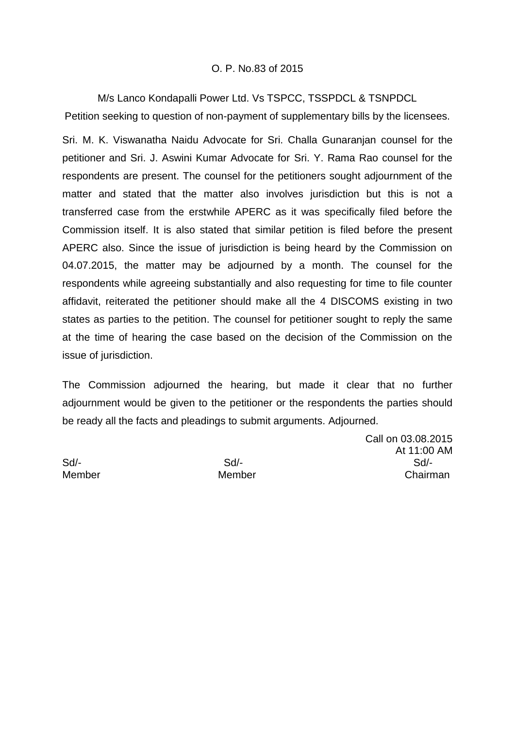O. P. No.83 of 2015

M/s Lanco Kondapalli Power Ltd. Vs TSPCC, TSSPDCL & TSNPDCL

Petition seeking to question of non-payment of supplementary bills by the licensees.

Sri. M. K. Viswanatha Naidu Advocate for Sri. Challa Gunaranjan counsel for the petitioner and Sri. J. Aswini Kumar Advocate for Sri. Y. Rama Rao counsel for the respondents are present. The counsel for the petitioners sought adjournment of the matter and stated that the matter also involves jurisdiction but this is not a transferred case from the erstwhile APERC as it was specifically filed before the Commission itself. It is also stated that similar petition is filed before the present APERC also. Since the issue of jurisdiction is being heard by the Commission on 04.07.2015, the matter may be adjourned by a month. The counsel for the respondents while agreeing substantially and also requesting for time to file counter affidavit, reiterated the petitioner should make all the 4 DISCOMS existing in two states as parties to the petition. The counsel for petitioner sought to reply the same at the time of hearing the case based on the decision of the Commission on the issue of jurisdiction.

The Commission adjourned the hearing, but made it clear that no further adjournment would be given to the petitioner or the respondents the parties should be ready all the facts and pleadings to submit arguments. Adjourned.

Call on 03.08.2015
At 11:00 AM

| | | |
|---|---|---|
| Sd/- | Sd/- | Sd/- |
| Member | Member | Chairman |